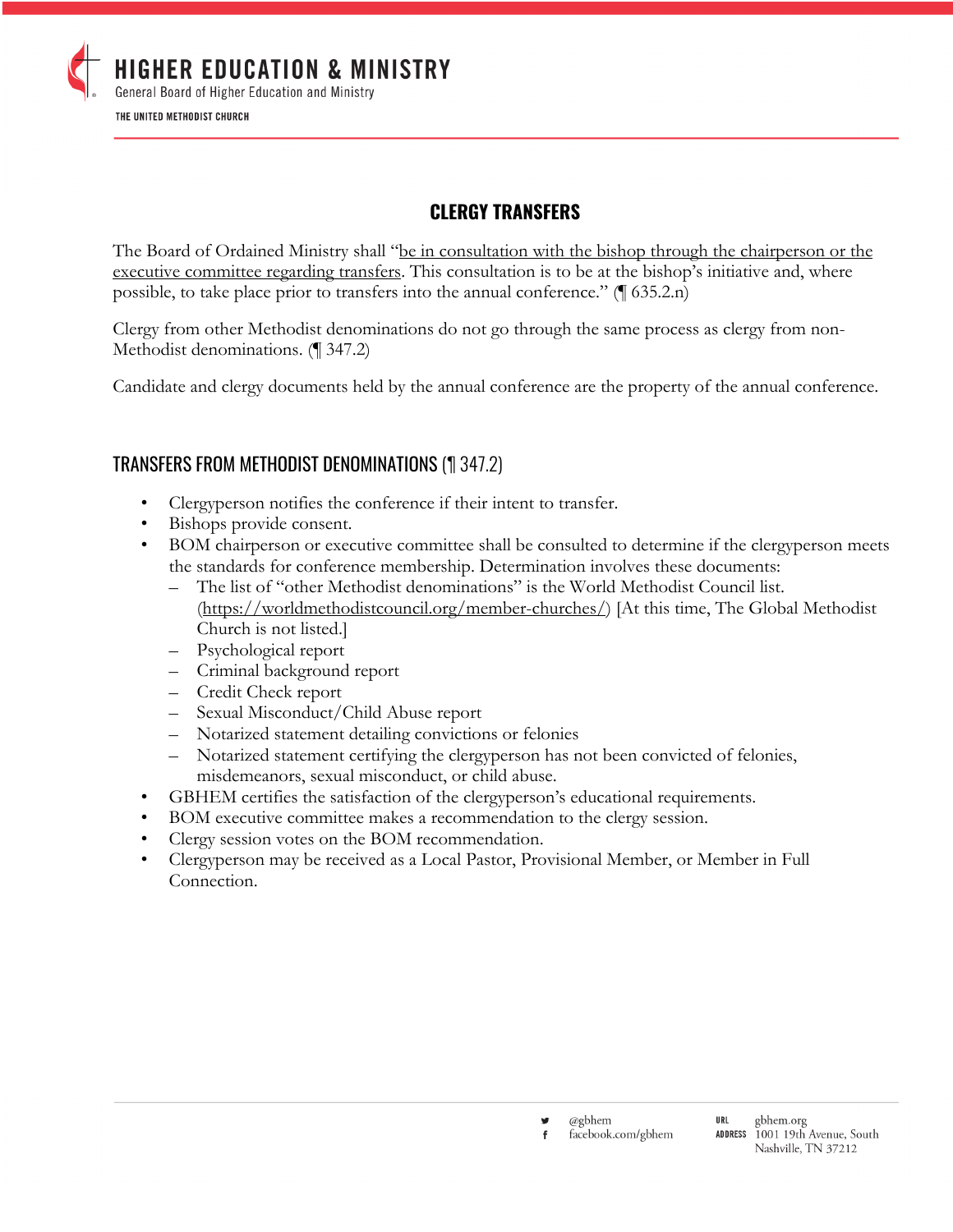# CLERGY TRANSFERS

The Board of Ordained Ministry shall "be in consultation with the bishop through the chairperson or the executive committee regarding transfers. This consultation is to be at the bishop's initiative and, where possible, to take place prior to transfers into the annual conference." (¶ 635.2.n)

Clergy from other Methodist denominations do not go through the same process as clergy from non-Methodist denominations. (¶ 347.2)

Candidate and clergy documents held by the annual conference are the property of the annual conference.

## TRANSFERS FROM METHODIST DENOMINATIONS (¶ 347.2)

- Clergyperson notifies the conference if their intent to transfer.
- Bishops provide consent.
- BOM chairperson or executive committee shall be consulted to determine if the clergyperson meets the standards for conference membership. Determination involves these documents:
  - The list of "other Methodist denominations" is the World Methodist Council list. (https://worldmethodistcouncil.org/member-churches/) [At this time, The Global Methodist Church is not listed.]
  - Psychological report
  - Criminal background report
  - Credit Check report
  - Sexual Misconduct/Child Abuse report
  - Notarized statement detailing convictions or felonies
  - Notarized statement certifying the clergyperson has not been convicted of felonies, misdemeanors, sexual misconduct, or child abuse.
- GBHEM certifies the satisfaction of the clergyperson's educational requirements.
- BOM executive committee makes a recommendation to the clergy session.
- Clergy session votes on the BOM recommendation.
- Clergyperson may be received as a Local Pastor, Provisional Member, or Member in Full Connection.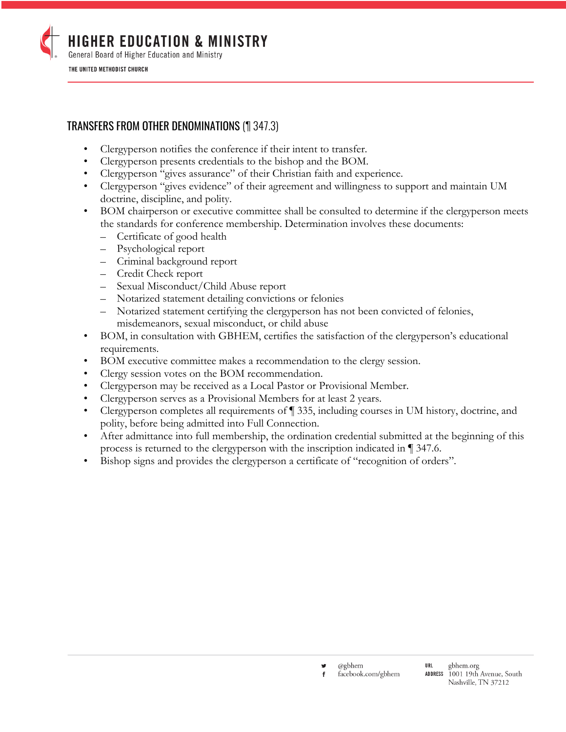## TRANSFERS FROM OTHER DENOMINATIONS (¶ 347.3)

- Clergyperson notifies the conference if their intent to transfer.
- Clergyperson presents credentials to the bishop and the BOM.
- Clergyperson "gives assurance" of their Christian faith and experience.
- Clergyperson "gives evidence" of their agreement and willingness to support and maintain UM doctrine, discipline, and polity.
- BOM chairperson or executive committee shall be consulted to determine if the clergyperson meets the standards for conference membership. Determination involves these documents:
  - Certificate of good health
  - Psychological report
  - Criminal background report
  - Credit Check report
  - Sexual Misconduct/Child Abuse report
  - Notarized statement detailing convictions or felonies
  - Notarized statement certifying the clergyperson has not been convicted of felonies, misdemeanors, sexual misconduct, or child abuse
- BOM, in consultation with GBHEM, certifies the satisfaction of the clergyperson's educational requirements.
- BOM executive committee makes a recommendation to the clergy session.
- Clergy session votes on the BOM recommendation.
- Clergyperson may be received as a Local Pastor or Provisional Member.
- Clergyperson serves as a Provisional Members for at least 2 years.
- Clergyperson completes all requirements of ¶ 335, including courses in UM history, doctrine, and polity, before being admitted into Full Connection.
- After admittance into full membership, the ordination credential submitted at the beginning of this process is returned to the clergyperson with the inscription indicated in ¶ 347.6.
- Bishop signs and provides the clergyperson a certificate of "recognition of orders".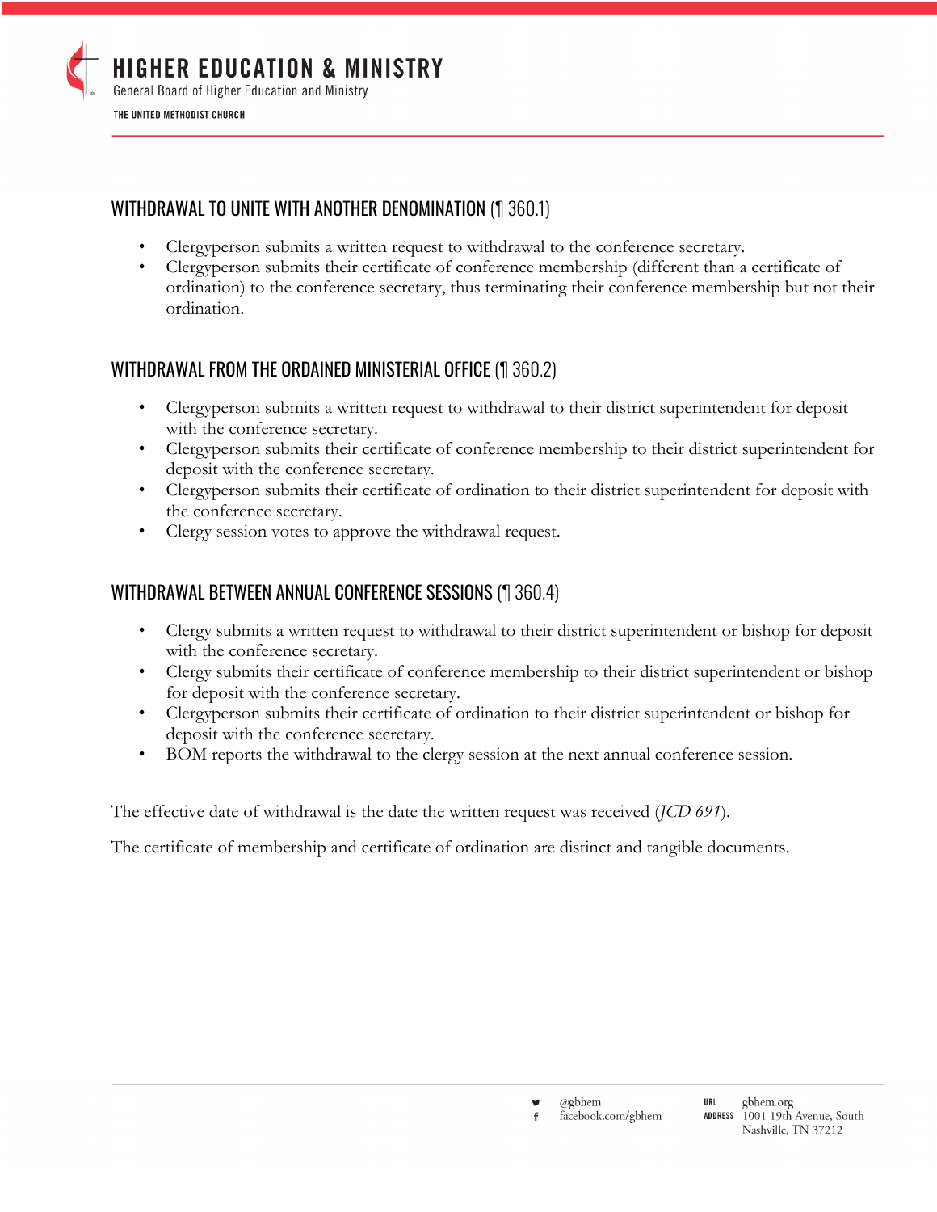## WITHDRAWAL TO UNITE WITH ANOTHER DENOMINATION (¶ 360.1)

- Clergyperson submits a written request to withdrawal to the conference secretary.
- Clergyperson submits their certificate of conference membership (different than a certificate of ordination) to the conference secretary, thus terminating their conference membership but not their ordination.

## WITHDRAWAL FROM THE ORDAINED MINISTERIAL OFFICE (¶ 360.2)

- Clergyperson submits a written request to withdrawal to their district superintendent for deposit with the conference secretary.
- Clergyperson submits their certificate of conference membership to their district superintendent for deposit with the conference secretary.
- Clergyperson submits their certificate of ordination to their district superintendent for deposit with the conference secretary.
- Clergy session votes to approve the withdrawal request.

## WITHDRAWAL BETWEEN ANNUAL CONFERENCE SESSIONS (¶ 360.4)

- Clergy submits a written request to withdrawal to their district superintendent or bishop for deposit with the conference secretary.
- Clergy submits their certificate of conference membership to their district superintendent or bishop for deposit with the conference secretary.
- Clergyperson submits their certificate of ordination to their district superintendent or bishop for deposit with the conference secretary.
- BOM reports the withdrawal to the clergy session at the next annual conference session.

The effective date of withdrawal is the date the written request was received (*JCD 691*).

The certificate of membership and certificate of ordination are distinct and tangible documents.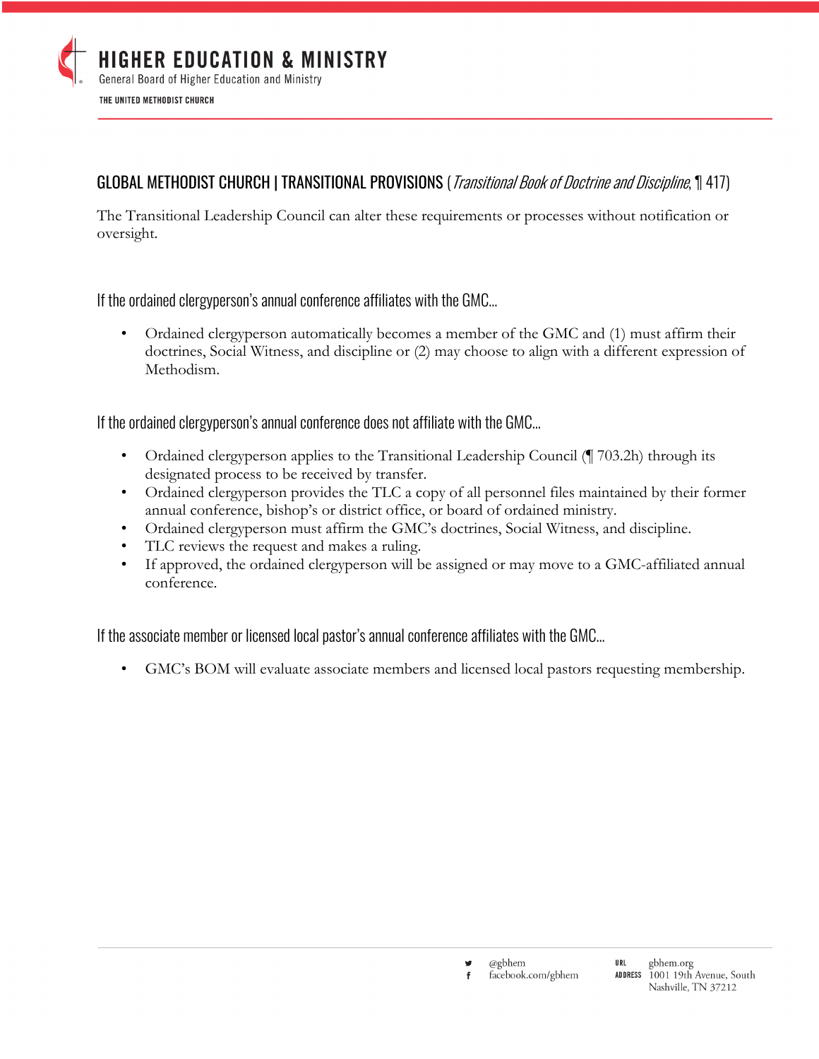## GLOBAL METHODIST CHURCH | TRANSITIONAL PROVISIONS (*Transitional Book of Doctrine and Discipline*, ¶ 417)

The Transitional Leadership Council can alter these requirements or processes without notification or oversight.

### If the ordained clergyperson's annual conference affiliates with the GMC...

- Ordained clergyperson automatically becomes a member of the GMC and (1) must affirm their doctrines, Social Witness, and discipline or (2) may choose to align with a different expression of Methodism.

### If the ordained clergyperson's annual conference does not affiliate with the GMC...

- Ordained clergyperson applies to the Transitional Leadership Council (¶ 703.2h) through its designated process to be received by transfer.
- Ordained clergyperson provides the TLC a copy of all personnel files maintained by their former annual conference, bishop's or district office, or board of ordained ministry.
- Ordained clergyperson must affirm the GMC's doctrines, Social Witness, and discipline.
- TLC reviews the request and makes a ruling.
- If approved, the ordained clergyperson will be assigned or may move to a GMC-affiliated annual conference.

### If the associate member or licensed local pastor's annual conference affiliates with the GMC...

- GMC's BOM will evaluate associate members and licensed local pastors requesting membership.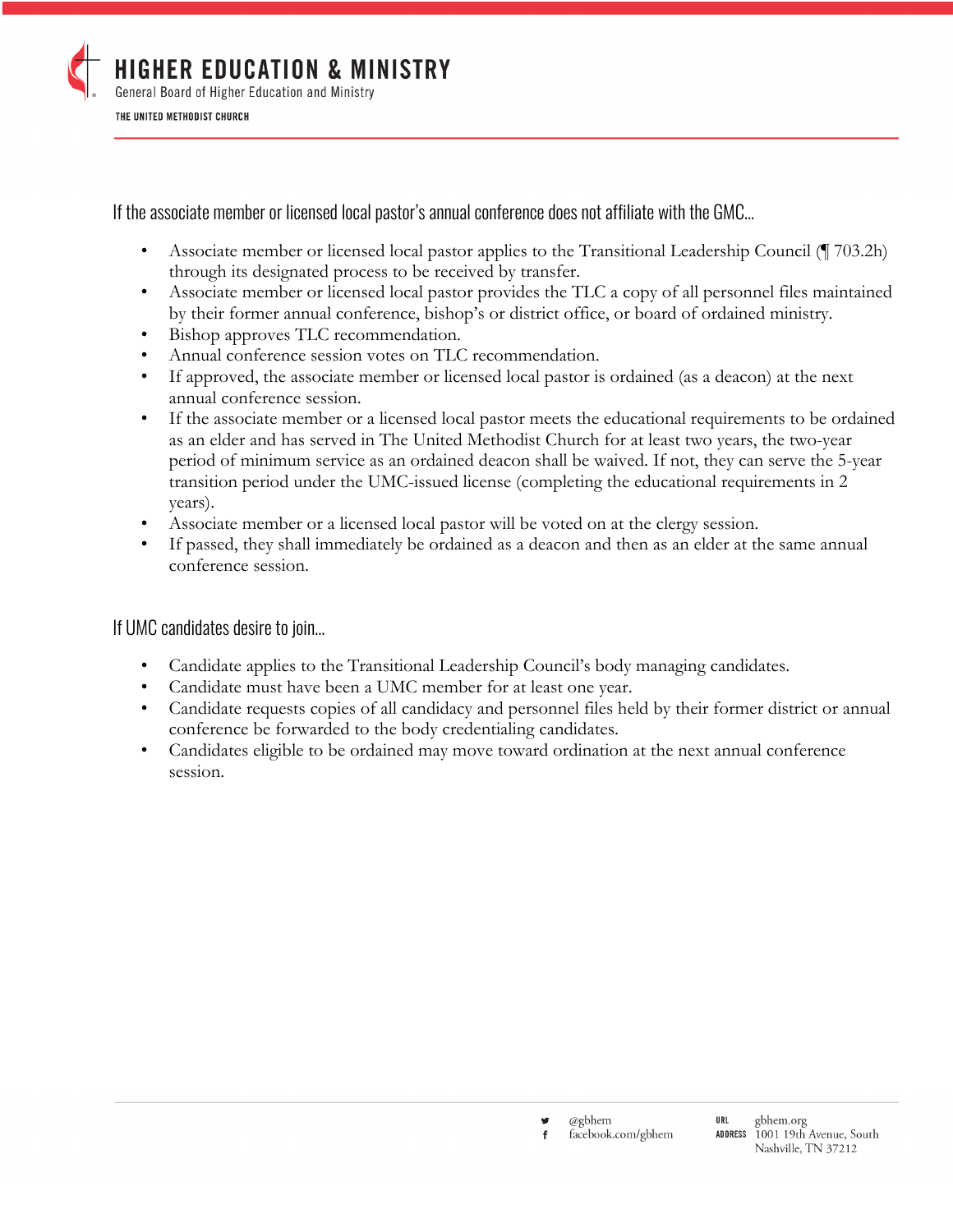## If the associate member or licensed local pastor's annual conference does not affiliate with the GMC...

- Associate member or licensed local pastor applies to the Transitional Leadership Council (¶ 703.2h) through its designated process to be received by transfer.
- Associate member or licensed local pastor provides the TLC a copy of all personnel files maintained by their former annual conference, bishop's or district office, or board of ordained ministry.
- Bishop approves TLC recommendation.
- Annual conference session votes on TLC recommendation.
- If approved, the associate member or licensed local pastor is ordained (as a deacon) at the next annual conference session.
- If the associate member or a licensed local pastor meets the educational requirements to be ordained as an elder and has served in The United Methodist Church for at least two years, the two-year period of minimum service as an ordained deacon shall be waived. If not, they can serve the 5-year transition period under the UMC-issued license (completing the educational requirements in 2 years).
- Associate member or a licensed local pastor will be voted on at the clergy session.
- If passed, they shall immediately be ordained as a deacon and then as an elder at the same annual conference session.

## If UMC candidates desire to join...

- Candidate applies to the Transitional Leadership Council's body managing candidates.
- Candidate must have been a UMC member for at least one year.
- Candidate requests copies of all candidacy and personnel files held by their former district or annual conference be forwarded to the body credentialing candidates.
- Candidates eligible to be ordained may move toward ordination at the next annual conference session.